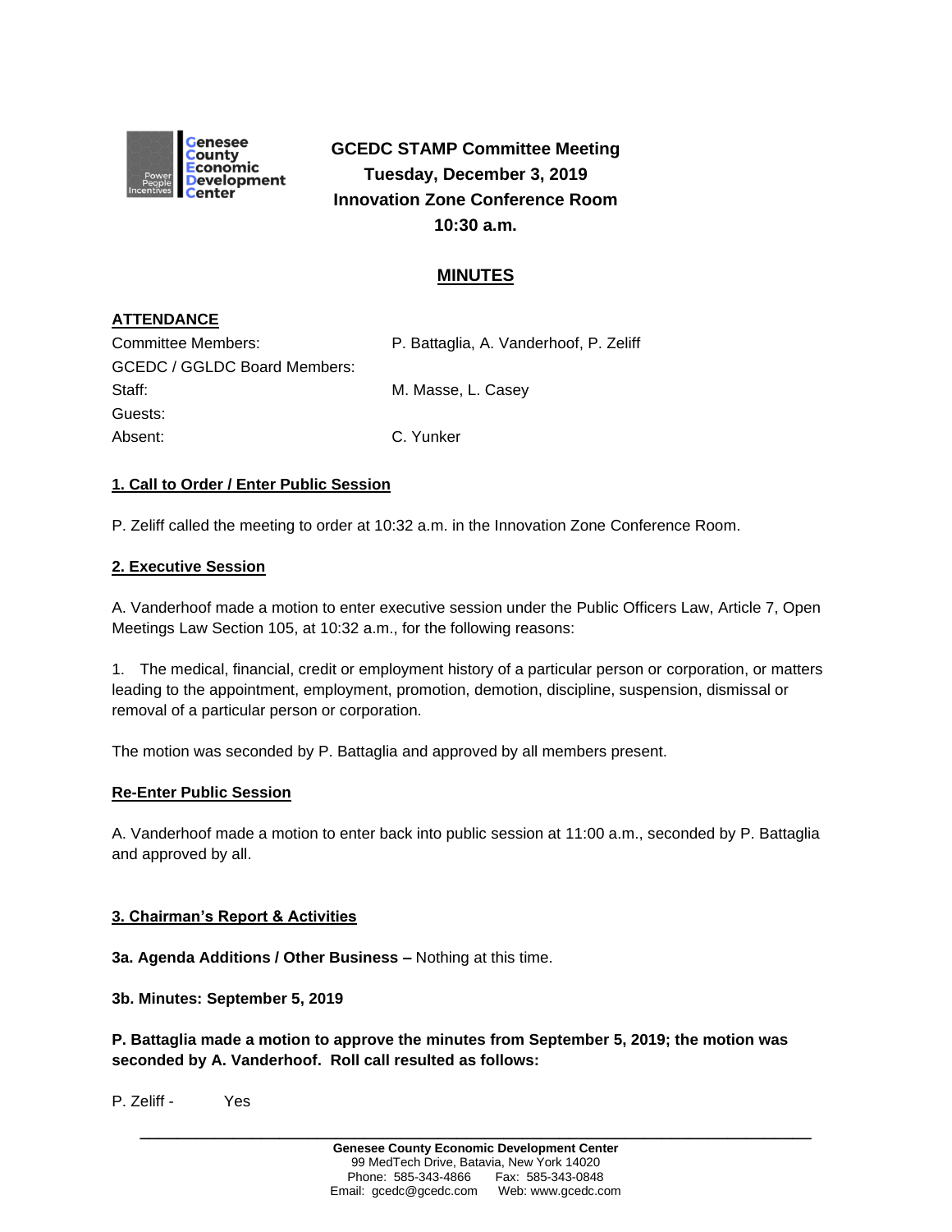# GCEDC STAMP Committee Meeting
**Tuesday, December 3, 2019**
**Innovation Zone Conference Room**
**10:30 a.m.**

## MINUTES

### ATTENDANCE

| | |
|---|---|
| Committee Members: | P. Battaglia, A. Vanderhoof, P. Zeliff |
| GCEDC / GGLDC Board Members: | |
| Staff: | M. Masse, L. Casey |
| Guests: | |
| Absent: | C. Yunker |

### 1. Call to Order / Enter Public Session

P. Zeliff called the meeting to order at 10:32 a.m. in the Innovation Zone Conference Room.

### 2. Executive Session

A. Vanderhoof made a motion to enter executive session under the Public Officers Law, Article 7, Open Meetings Law Section 105, at 10:32 a.m., for the following reasons:

1. The medical, financial, credit or employment history of a particular person or corporation, or matters leading to the appointment, employment, promotion, demotion, discipline, suspension, dismissal or removal of a particular person or corporation.

The motion was seconded by P. Battaglia and approved by all members present.

### Re-Enter Public Session

A. Vanderhoof made a motion to enter back into public session at 11:00 a.m., seconded by P. Battaglia and approved by all.

### 3. Chairman's Report & Activities

**3a. Agenda Additions / Other Business –** Nothing at this time.

**3b. Minutes: September 5, 2019**

**P. Battaglia made a motion to approve the minutes from September 5, 2019; the motion was seconded by A. Vanderhoof. Roll call resulted as follows:**

P. Zeliff - Yes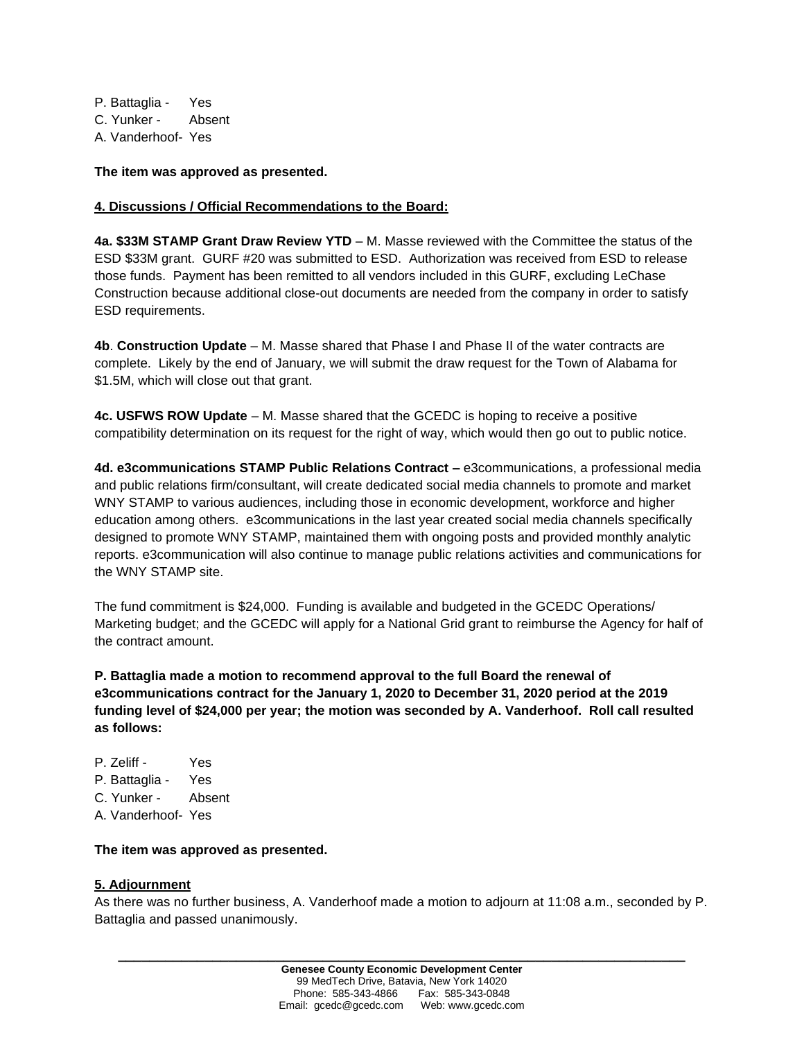P. Battaglia - Yes
C. Yunker - Absent
A. Vanderhoof- Yes

**The item was approved as presented.**

**4. Discussions / Official Recommendations to the Board:**

**4a. $33M STAMP Grant Draw Review YTD** – M. Masse reviewed with the Committee the status of the ESD $33M grant. GURF #20 was submitted to ESD. Authorization was received from ESD to release those funds. Payment has been remitted to all vendors included in this GURF, excluding LeChase Construction because additional close-out documents are needed from the company in order to satisfy ESD requirements.

**4b**. **Construction Update** – M. Masse shared that Phase I and Phase II of the water contracts are complete. Likely by the end of January, we will submit the draw request for the Town of Alabama for $1.5M, which will close out that grant.

**4c. USFWS ROW Update** – M. Masse shared that the GCEDC is hoping to receive a positive compatibility determination on its request for the right of way, which would then go out to public notice.

**4d. e3communications STAMP Public Relations Contract –** e3communications, a professional media and public relations firm/consultant, will create dedicated social media channels to promote and market WNY STAMP to various audiences, including those in economic development, workforce and higher education among others. e3communications in the last year created social media channels specifically designed to promote WNY STAMP, maintained them with ongoing posts and provided monthly analytic reports. e3communication will also continue to manage public relations activities and communications for the WNY STAMP site.

The fund commitment is $24,000. Funding is available and budgeted in the GCEDC Operations/ Marketing budget; and the GCEDC will apply for a National Grid grant to reimburse the Agency for half of the contract amount.

**P. Battaglia made a motion to recommend approval to the full Board the renewal of e3communications contract for the January 1, 2020 to December 31, 2020 period at the 2019 funding level of $24,000 per year; the motion was seconded by A. Vanderhoof. Roll call resulted as follows:**

P. Zeliff - Yes
P. Battaglia - Yes
C. Yunker - Absent
A. Vanderhoof- Yes

**The item was approved as presented.**

**5. Adjournment**

As there was no further business, A. Vanderhoof made a motion to adjourn at 11:08 a.m., seconded by P. Battaglia and passed unanimously.